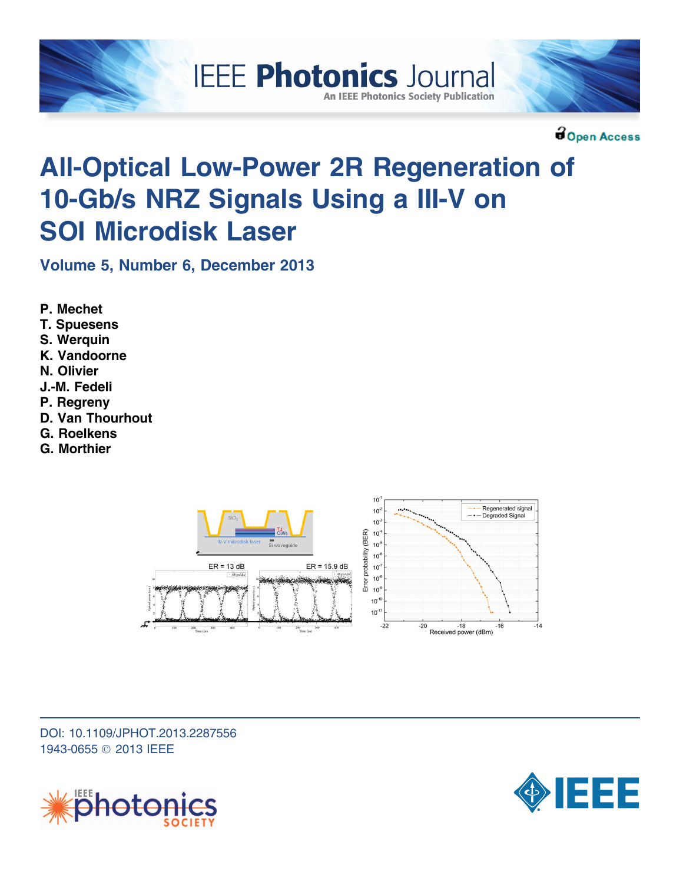Open Access

# All-Optical Low-Power 2R Regeneration of 10-Gb/s NRZ Signals Using a III-V on SOI Microdisk Laser

**Volume 5, Number 6, December 2013**

**P. Mechet**
**T. Spuesens**
**S. Werquin**
**K. Vandoorne**
**N. Olivier**
**J.-M. Fedeli**
**P. Regreny**
**D. Van Thourhout**
**G. Roelkens**
**G. Morthier**

DOI: 10.1109/JPHOT.2013.2287556
1943-0655 © 2013 IEEE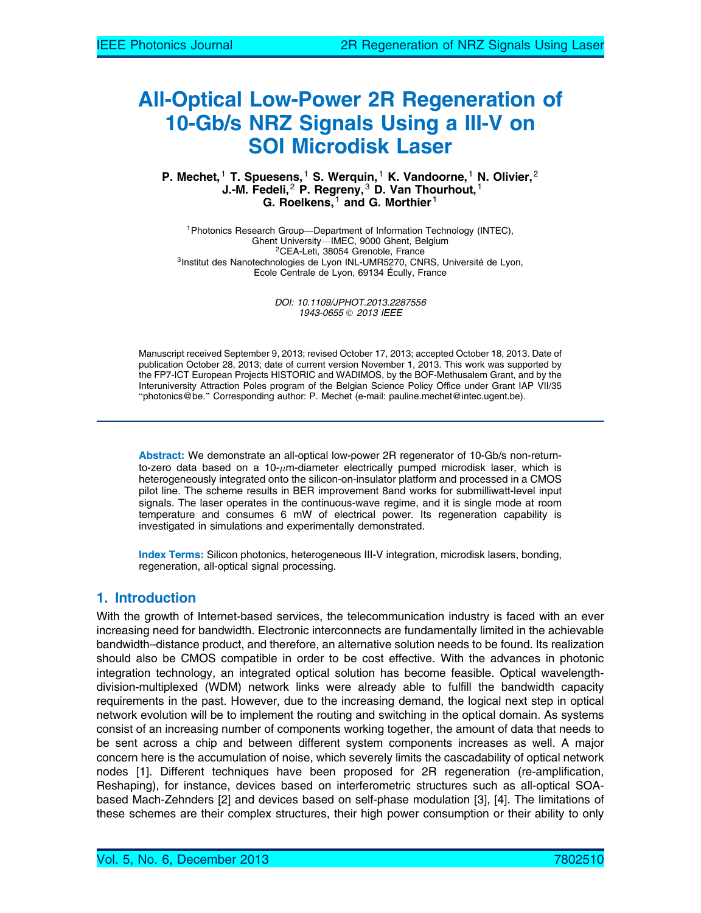# All-Optical Low-Power 2R Regeneration of 10-Gb/s NRZ Signals Using a III-V on SOI Microdisk Laser

**P. Mechet,[1] T. Spuesens,[1] S. Werquin,[1] K. Vandoorne,[1] N. Olivier,[2] J.-M. Fedeli,[2] P. Regreny,[3] D. Van Thourhout,[1] G. Roelkens,[1] and G. Morthier[1]**

[1]Photonics Research Group—Department of Information Technology (INTEC), Ghent University—IMEC, 9000 Ghent, Belgium
[2]CEA-Leti, 38054 Grenoble, France
[3]Institut des Nanotechnologies de Lyon INL-UMR5270, CNRS, Université de Lyon, Ecole Centrale de Lyon, 69134 Écully, France

*DOI: 10.1109/JPHOT.2013.2287556*
*1943-0655 © 2013 IEEE*

Manuscript received September 9, 2013; revised October 17, 2013; accepted October 18, 2013. Date of publication October 28, 2013; date of current version November 1, 2013. This work was supported by the FP7-ICT European Projects HISTORIC and WADIMOS, by the BOF-Methusalem Grant, and by the Interuniversity Attraction Poles program of the Belgian Science Policy Office under Grant IAP VII/35 "photonics@be." Corresponding author: P. Mechet (e-mail: pauline.mechet@intec.ugent.be).

**Abstract:** We demonstrate an all-optical low-power 2R regenerator of 10-Gb/s non-return-to-zero data based on a 10-$\mu$m-diameter electrically pumped microdisk laser, which is heterogeneously integrated onto the silicon-on-insulator platform and processed in a CMOS pilot line. The scheme results in BER improvement 8and works for submilliwatt-level input signals. The laser operates in the continuous-wave regime, and it is single mode at room temperature and consumes 6 mW of electrical power. Its regeneration capability is investigated in simulations and experimentally demonstrated.

**Index Terms:** Silicon photonics, heterogeneous III-V integration, microdisk lasers, bonding, regeneration, all-optical signal processing.

## 1. Introduction

With the growth of Internet-based services, the telecommunication industry is faced with an ever increasing need for bandwidth. Electronic interconnects are fundamentally limited in the achievable bandwidth–distance product, and therefore, an alternative solution needs to be found. Its realization should also be CMOS compatible in order to be cost effective. With the advances in photonic integration technology, an integrated optical solution has become feasible. Optical wavelength-division-multiplexed (WDM) network links were already able to fulfill the bandwidth capacity requirements in the past. However, due to the increasing demand, the logical next step in optical network evolution will be to implement the routing and switching in the optical domain. As systems consist of an increasing number of components working together, the amount of data that needs to be sent across a chip and between different system components increases as well. A major concern here is the accumulation of noise, which severely limits the cascadability of optical network nodes [1]. Different techniques have been proposed for 2R regeneration (re-amplification, Reshaping), for instance, devices based on interferometric structures such as all-optical SOA-based Mach-Zehnders [2] and devices based on self-phase modulation [3], [4]. The limitations of these schemes are their complex structures, their high power consumption or their ability to only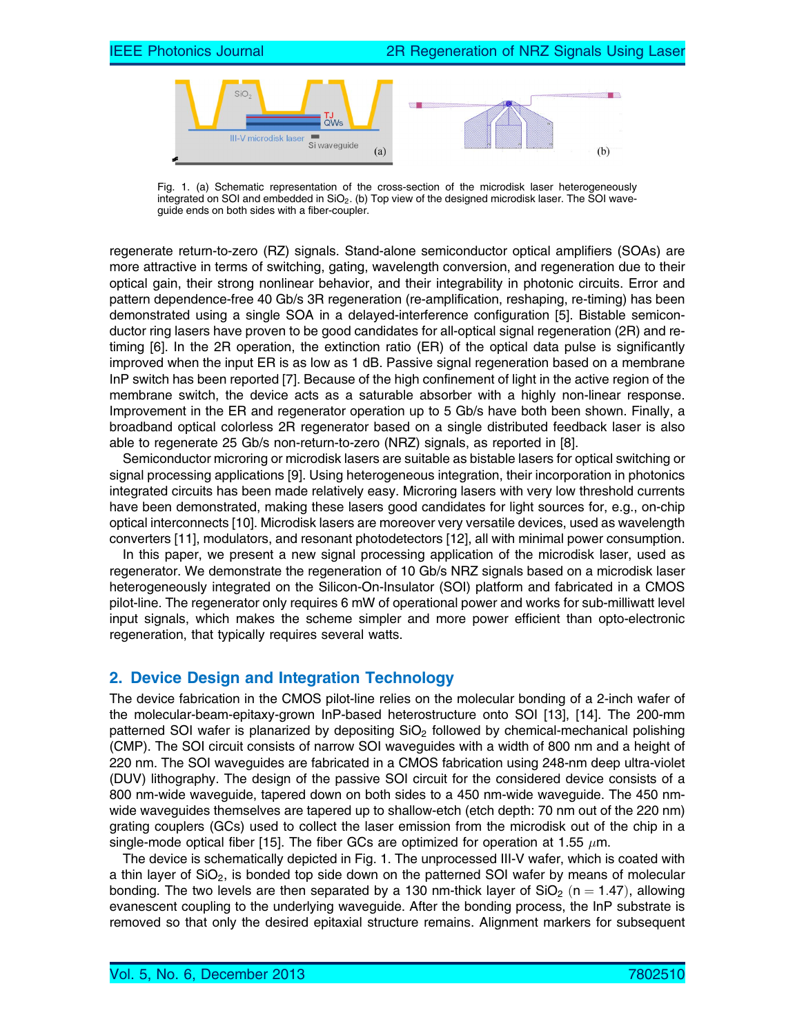Fig. 1. (a) Schematic representation of the cross-section of the microdisk laser heterogeneously integrated on SOI and embedded in $SiO_2$. (b) Top view of the designed microdisk laser. The SOI waveguide ends on both sides with a fiber-coupler.

regenerate return-to-zero (RZ) signals. Stand-alone semiconductor optical amplifiers (SOAs) are more attractive in terms of switching, gating, wavelength conversion, and regeneration due to their optical gain, their strong nonlinear behavior, and their integrability in photonic circuits. Error and pattern dependence-free 40 Gb/s 3R regeneration (re-amplification, reshaping, re-timing) has been demonstrated using a single SOA in a delayed-interference configuration [5]. Bistable semiconductor ring lasers have proven to be good candidates for all-optical signal regeneration (2R) and re-timing [6]. In the 2R operation, the extinction ratio (ER) of the optical data pulse is significantly improved when the input ER is as low as 1 dB. Passive signal regeneration based on a membrane InP switch has been reported [7]. Because of the high confinement of light in the active region of the membrane switch, the device acts as a saturable absorber with a highly non-linear response. Improvement in the ER and regenerator operation up to 5 Gb/s have both been shown. Finally, a broadband optical colorless 2R regenerator based on a single distributed feedback laser is also able to regenerate 25 Gb/s non-return-to-zero (NRZ) signals, as reported in [8].

Semiconductor microring or microdisk lasers are suitable as bistable lasers for optical switching or signal processing applications [9]. Using heterogeneous integration, their incorporation in photonics integrated circuits has been made relatively easy. Microring lasers with very low threshold currents have been demonstrated, making these lasers good candidates for light sources for, e.g., on-chip optical interconnects [10]. Microdisk lasers are moreover very versatile devices, used as wavelength converters [11], modulators, and resonant photodetectors [12], all with minimal power consumption.

In this paper, we present a new signal processing application of the microdisk laser, used as regenerator. We demonstrate the regeneration of 10 Gb/s NRZ signals based on a microdisk laser heterogeneously integrated on the Silicon-On-Insulator (SOI) platform and fabricated in a CMOS pilot-line. The regenerator only requires 6 mW of operational power and works for sub-milliwatt level input signals, which makes the scheme simpler and more power efficient than opto-electronic regeneration, that typically requires several watts.

## 2. Device Design and Integration Technology

The device fabrication in the CMOS pilot-line relies on the molecular bonding of a 2-inch wafer of the molecular-beam-epitaxy-grown InP-based heterostructure onto SOI [13], [14]. The 200-mm patterned SOI wafer is planarized by depositing $SiO_2$ followed by chemical-mechanical polishing (CMP). The SOI circuit consists of narrow SOI waveguides with a width of 800 nm and a height of 220 nm. The SOI waveguides are fabricated in a CMOS fabrication using 248-nm deep ultra-violet (DUV) lithography. The design of the passive SOI circuit for the considered device consists of a 800 nm-wide waveguide, tapered down on both sides to a 450 nm-wide waveguide. The 450 nm-wide waveguides themselves are tapered up to shallow-etch (etch depth: 70 nm out of the 220 nm) grating couplers (GCs) used to collect the laser emission from the microdisk out of the chip in a single-mode optical fiber [15]. The fiber GCs are optimized for operation at 1.55 $\mu$m.

The device is schematically depicted in Fig. 1. The unprocessed III-V wafer, which is coated with a thin layer of $SiO_2$, is bonded top side down on the patterned SOI wafer by means of molecular bonding. The two levels are then separated by a 130 nm-thick layer of $SiO_2$ ($n = 1.47$), allowing evanescent coupling to the underlying waveguide. After the bonding process, the InP substrate is removed so that only the desired epitaxial structure remains. Alignment markers for subsequent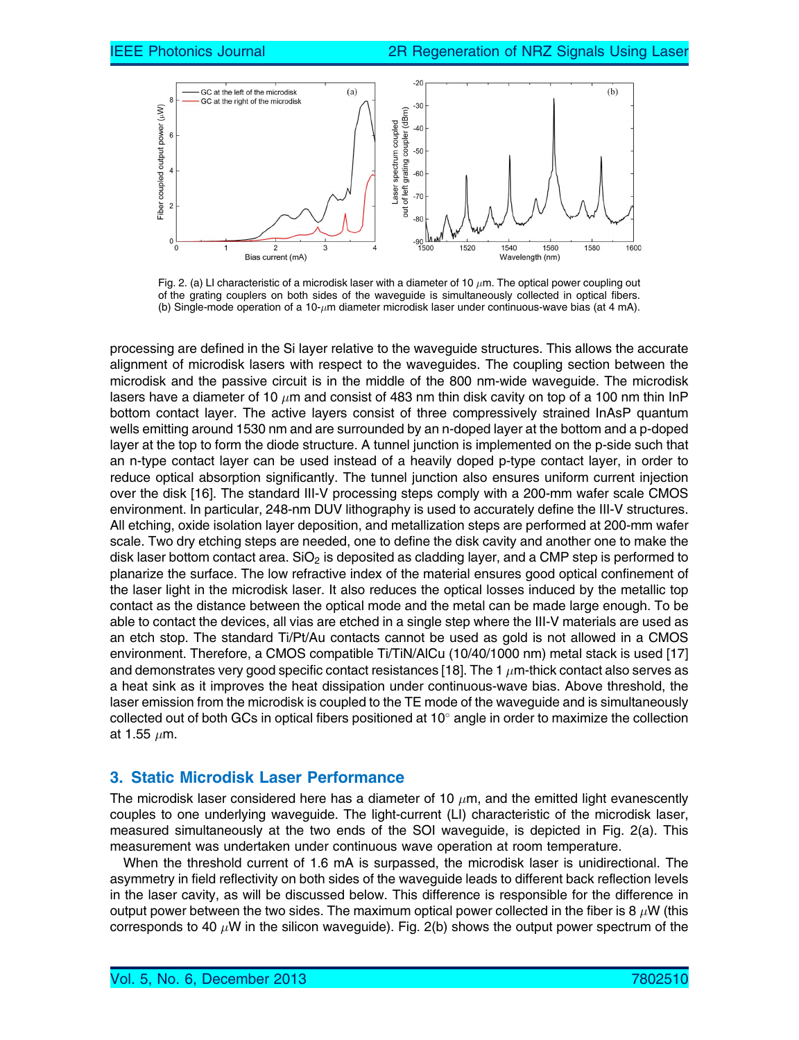Fig. 2. (a) LI characteristic of a microdisk laser with a diameter of 10 $\mu$m. The optical power coupling out of the grating couplers on both sides of the waveguide is simultaneously collected in optical fibers. (b) Single-mode operation of a 10-$\mu$m diameter microdisk laser under continuous-wave bias (at 4 mA).

processing are defined in the Si layer relative to the waveguide structures. This allows the accurate alignment of microdisk lasers with respect to the waveguides. The coupling section between the microdisk and the passive circuit is in the middle of the 800 nm-wide waveguide. The microdisk lasers have a diameter of 10 $\mu$m and consist of 483 nm thin disk cavity on top of a 100 nm thin InP bottom contact layer. The active layers consist of three compressively strained InAsP quantum wells emitting around 1530 nm and are surrounded by an n-doped layer at the bottom and a p-doped layer at the top to form the diode structure. A tunnel junction is implemented on the p-side such that an n-type contact layer can be used instead of a heavily doped p-type contact layer, in order to reduce optical absorption significantly. The tunnel junction also ensures uniform current injection over the disk [16]. The standard III-V processing steps comply with a 200-mm wafer scale CMOS environment. In particular, 248-nm DUV lithography is used to accurately define the III-V structures. All etching, oxide isolation layer deposition, and metallization steps are performed at 200-mm wafer scale. Two dry etching steps are needed, one to define the disk cavity and another one to make the disk laser bottom contact area. $SiO_2$ is deposited as cladding layer, and a CMP step is performed to planarize the surface. The low refractive index of the material ensures good optical confinement of the laser light in the microdisk laser. It also reduces the optical losses induced by the metallic top contact as the distance between the optical mode and the metal can be made large enough. To be able to contact the devices, all vias are etched in a single step where the III-V materials are used as an etch stop. The standard Ti/Pt/Au contacts cannot be used as gold is not allowed in a CMOS environment. Therefore, a CMOS compatible Ti/TiN/AlCu (10/40/1000 nm) metal stack is used [17] and demonstrates very good specific contact resistances [18]. The 1 $\mu$m-thick contact also serves as a heat sink as it improves the heat dissipation under continuous-wave bias. Above threshold, the laser emission from the microdisk is coupled to the TE mode of the waveguide and is simultaneously collected out of both GCs in optical fibers positioned at 10° angle in order to maximize the collection at 1.55 $\mu$m.

## 3. Static Microdisk Laser Performance

The microdisk laser considered here has a diameter of 10 $\mu$m, and the emitted light evanescently couples to one underlying waveguide. The light-current (LI) characteristic of the microdisk laser, measured simultaneously at the two ends of the SOI waveguide, is depicted in Fig. 2(a). This measurement was undertaken under continuous wave operation at room temperature.

When the threshold current of 1.6 mA is surpassed, the microdisk laser is unidirectional. The asymmetry in field reflectivity on both sides of the waveguide leads to different back reflection levels in the laser cavity, as will be discussed below. This difference is responsible for the difference in output power between the two sides. The maximum optical power collected in the fiber is 8 $\mu$W (this corresponds to 40 $\mu$W in the silicon waveguide). Fig. 2(b) shows the output power spectrum of the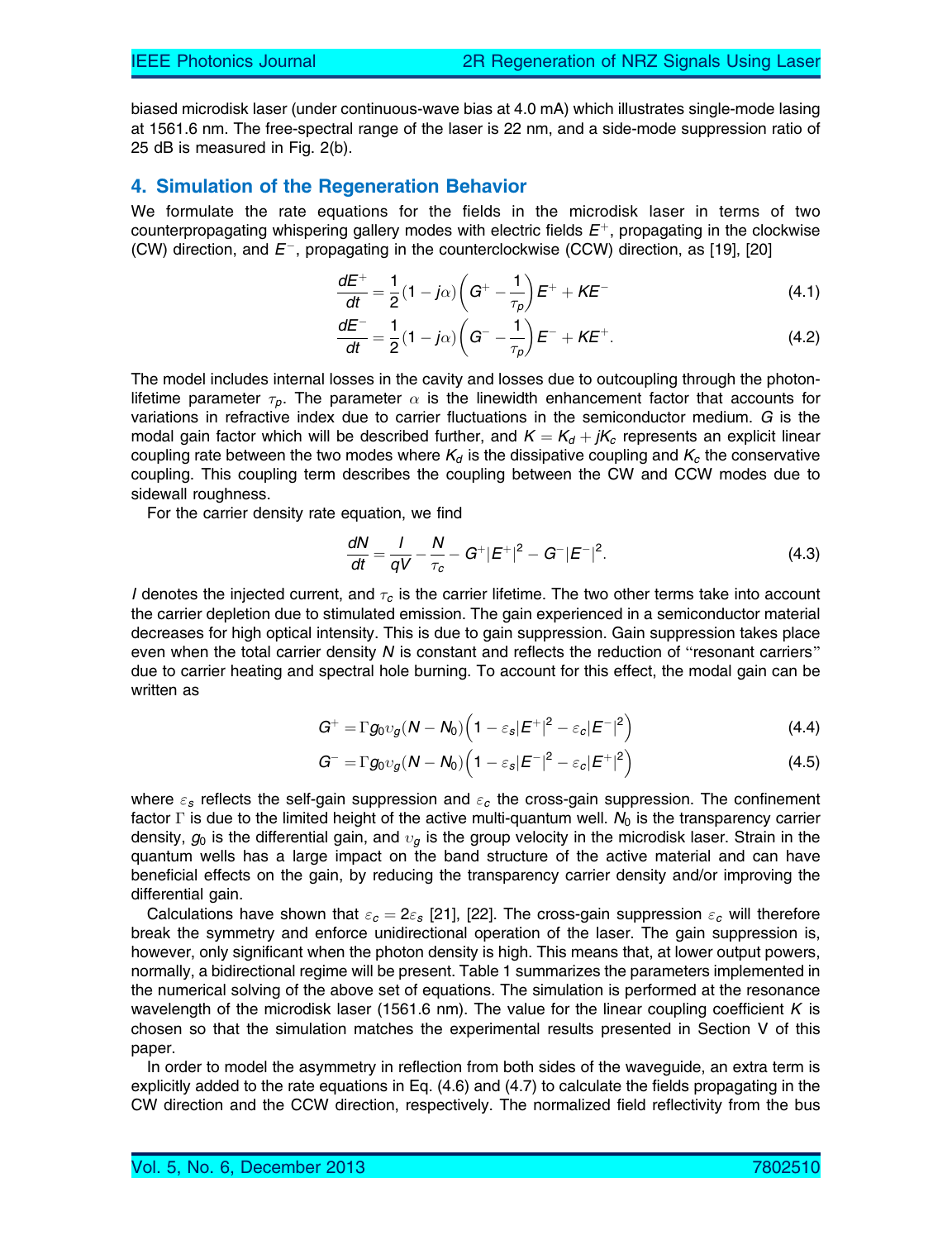biased microdisk laser (under continuous-wave bias at 4.0 mA) which illustrates single-mode lasing at 1561.6 nm. The free-spectral range of the laser is 22 nm, and a side-mode suppression ratio of 25 dB is measured in Fig. 2(b).

## 4. Simulation of the Regeneration Behavior

We formulate the rate equations for the fields in the microdisk laser in terms of two counterpropagating whispering gallery modes with electric fields $E^+$, propagating in the clockwise (CW) direction, and $E^-$, propagating in the counterclockwise (CCW) direction, as [19], [20]

$$\frac{dE^+}{dt} = \frac{1}{2}(1 - j\alpha)\left(G^+ - \frac{1}{\tau_p}\right)E^+ + KE^- \tag{4.1}$$

$$\frac{dE^-}{dt} = \frac{1}{2}(1 - j\alpha)\left(G^- - \frac{1}{\tau_p}\right)E^- + KE^+. \tag{4.2}$$

The model includes internal losses in the cavity and losses due to outcoupling through the photon-lifetime parameter $\tau_p$. The parameter $\alpha$ is the linewidth enhancement factor that accounts for variations in refractive index due to carrier fluctuations in the semiconductor medium. $G$ is the modal gain factor which will be described further, and $K = K_d + jK_c$ represents an explicit linear coupling rate between the two modes where $K_d$ is the dissipative coupling and $K_c$ the conservative coupling. This coupling term describes the coupling between the CW and CCW modes due to sidewall roughness.

For the carrier density rate equation, we find

$$\frac{dN}{dt} = \frac{I}{qV} - \frac{N}{\tau_c} - G^+|E^+|^2 - G^-|E^-|^2. \tag{4.3}$$

$I$ denotes the injected current, and $\tau_c$ is the carrier lifetime. The two other terms take into account the carrier depletion due to stimulated emission. The gain experienced in a semiconductor material decreases for high optical intensity. This is due to gain suppression. Gain suppression takes place even when the total carrier density $N$ is constant and reflects the reduction of "resonant carriers" due to carrier heating and spectral hole burning. To account for this effect, the modal gain can be written as

$$G^+ = \Gamma g_0 v_g (N - N_0)\left(1 - \varepsilon_s|E^+|^2 - \varepsilon_c|E^-|^2\right) \tag{4.4}$$

$$G^- = \Gamma g_0 v_g (N - N_0)\left(1 - \varepsilon_s|E^-|^2 - \varepsilon_c|E^+|^2\right) \tag{4.5}$$

where $\varepsilon_s$ reflects the self-gain suppression and $\varepsilon_c$ the cross-gain suppression. The confinement factor $\Gamma$ is due to the limited height of the active multi-quantum well. $N_0$ is the transparency carrier density, $g_0$ is the differential gain, and $v_g$ is the group velocity in the microdisk laser. Strain in the quantum wells has a large impact on the band structure of the active material and can have beneficial effects on the gain, by reducing the transparency carrier density and/or improving the differential gain.

Calculations have shown that $\varepsilon_c = 2\varepsilon_s$ [21], [22]. The cross-gain suppression $\varepsilon_c$ will therefore break the symmetry and enforce unidirectional operation of the laser. The gain suppression is, however, only significant when the photon density is high. This means that, at lower output powers, normally, a bidirectional regime will be present. Table 1 summarizes the parameters implemented in the numerical solving of the above set of equations. The simulation is performed at the resonance wavelength of the microdisk laser (1561.6 nm). The value for the linear coupling coefficient $K$ is chosen so that the simulation matches the experimental results presented in Section V of this paper.

In order to model the asymmetry in reflection from both sides of the waveguide, an extra term is explicitly added to the rate equations in Eq. (4.6) and (4.7) to calculate the fields propagating in the CW direction and the CCW direction, respectively. The normalized field reflectivity from the bus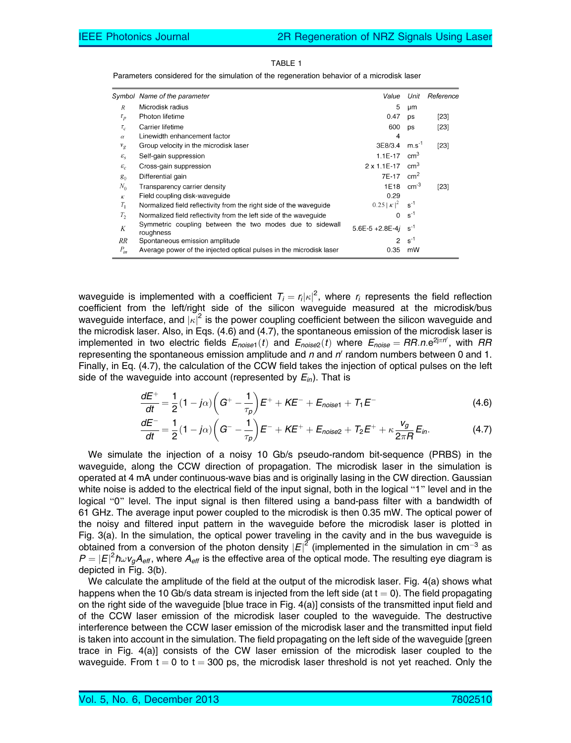TABLE 1

Parameters considered for the simulation of the regeneration behavior of a microdisk laser

| Symbol | Name of the parameter | Value | Unit | Reference |
|---|---|---|---|---|
| $R$ | Microdisk radius | 5 | μm | |
| $\tau_p$ | Photon lifetime | 0.47 | ps | [23] |
| $\tau_c$ | Carrier lifetime | 600 | ps | [23] |
| $\alpha$ | Linewidth enhancement factor | 4 | | |
| $v_g$ | Group velocity in the microdisk laser | 3E8/3.4 | m.s$^{-1}$ | [23] |
| $\varepsilon_s$ | Self-gain suppression | 1.1E-17 | cm$^3$ | |
| $\varepsilon_c$ | Cross-gain suppression | 2 x 1.1E-17 | cm$^3$ | |
| $g_0$ | Differential gain | 7E-17 | cm$^2$ | |
| $N_0$ | Transparency carrier density | 1E18 | cm$^{-3}$ | [23] |
| $\kappa$ | Field coupling disk-waveguide | 0.29 | | |
| $T_1$ | Normalized field reflectivity from the right side of the waveguide | $0.25\,\lvert\kappa\rvert^2$ | s$^{-1}$ | |
| $T_2$ | Normalized field reflectivity from the left side of the waveguide | 0 | s$^{-1}$ | |
| $K$ | Symmetric coupling between the two modes due to sidewall roughness | 5.6E-5 +2.8E-4$j$ | s$^{-1}$ | |
| $RR$ | Spontaneous emission amplitude | 2 | s$^{-1}$ | |
| $P_{in}$ | Average power of the injected optical pulses in the microdisk laser | 0.35 | mW | |

waveguide is implemented with a coefficient $T_i = r_i|\kappa|^2$, where $r_i$ represents the field reflection coefficient from the left/right side of the silicon waveguide measured at the microdisk/bus waveguide interface, and $|\kappa|^2$ is the power coupling coefficient between the silicon waveguide and the microdisk laser. Also, in Eqs. (4.6) and (4.7), the spontaneous emission of the microdisk laser is implemented in two electric fields $E_{noise1}(t)$ and $E_{noise2}(t)$ where $E_{noise} = RR.n.e^{2j\pi n'}$, with $RR$ representing the spontaneous emission amplitude and $n$ and $n'$ random numbers between 0 and 1. Finally, in Eq. (4.7), the calculation of the CCW field takes the injection of optical pulses on the left side of the waveguide into account (represented by $E_{in}$). That is

$$\frac{dE^+}{dt} = \frac{1}{2}(1-j\alpha)\left(G^+ - \frac{1}{\tau_p}\right)E^+ + KE^- + E_{noise1} + T_1E^- \tag{4.6}$$

$$\frac{dE^-}{dt} = \frac{1}{2}(1-j\alpha)\left(G^- - \frac{1}{\tau_p}\right)E^- + KE^+ + E_{noise2} + T_2E^+ + \kappa\frac{v_g}{2\pi R}E_{in}. \tag{4.7}$$

We simulate the injection of a noisy 10 Gb/s pseudo-random bit-sequence (PRBS) in the waveguide, along the CCW direction of propagation. The microdisk laser in the simulation is operated at 4 mA under continuous-wave bias and is originally lasing in the CW direction. Gaussian white noise is added to the electrical field of the input signal, both in the logical "1" level and in the logical "0" level. The input signal is then filtered using a band-pass filter with a bandwidth of 61 GHz. The average input power coupled to the microdisk is then 0.35 mW. The optical power of the noisy and filtered input pattern in the waveguide before the microdisk laser is plotted in Fig. 3(a). In the simulation, the optical power traveling in the cavity and in the bus waveguide is obtained from a conversion of the photon density $|E|^2$ (implemented in the simulation in cm$^{-3}$ as $P = |E|^2\hbar\omega v_g A_{eff}$, where $A_{eff}$ is the effective area of the optical mode. The resulting eye diagram is depicted in Fig. 3(b).

We calculate the amplitude of the field at the output of the microdisk laser. Fig. 4(a) shows what happens when the 10 Gb/s data stream is injected from the left side (at t = 0). The field propagating on the right side of the waveguide [blue trace in Fig. 4(a)] consists of the transmitted input field and of the CCW laser emission of the microdisk laser coupled to the waveguide. The destructive interference between the CCW laser emission of the microdisk laser and the transmitted input field is taken into account in the simulation. The field propagating on the left side of the waveguide [green trace in Fig. 4(a)] consists of the CW laser emission of the microdisk laser coupled to the waveguide. From t = 0 to t = 300 ps, the microdisk laser threshold is not yet reached. Only the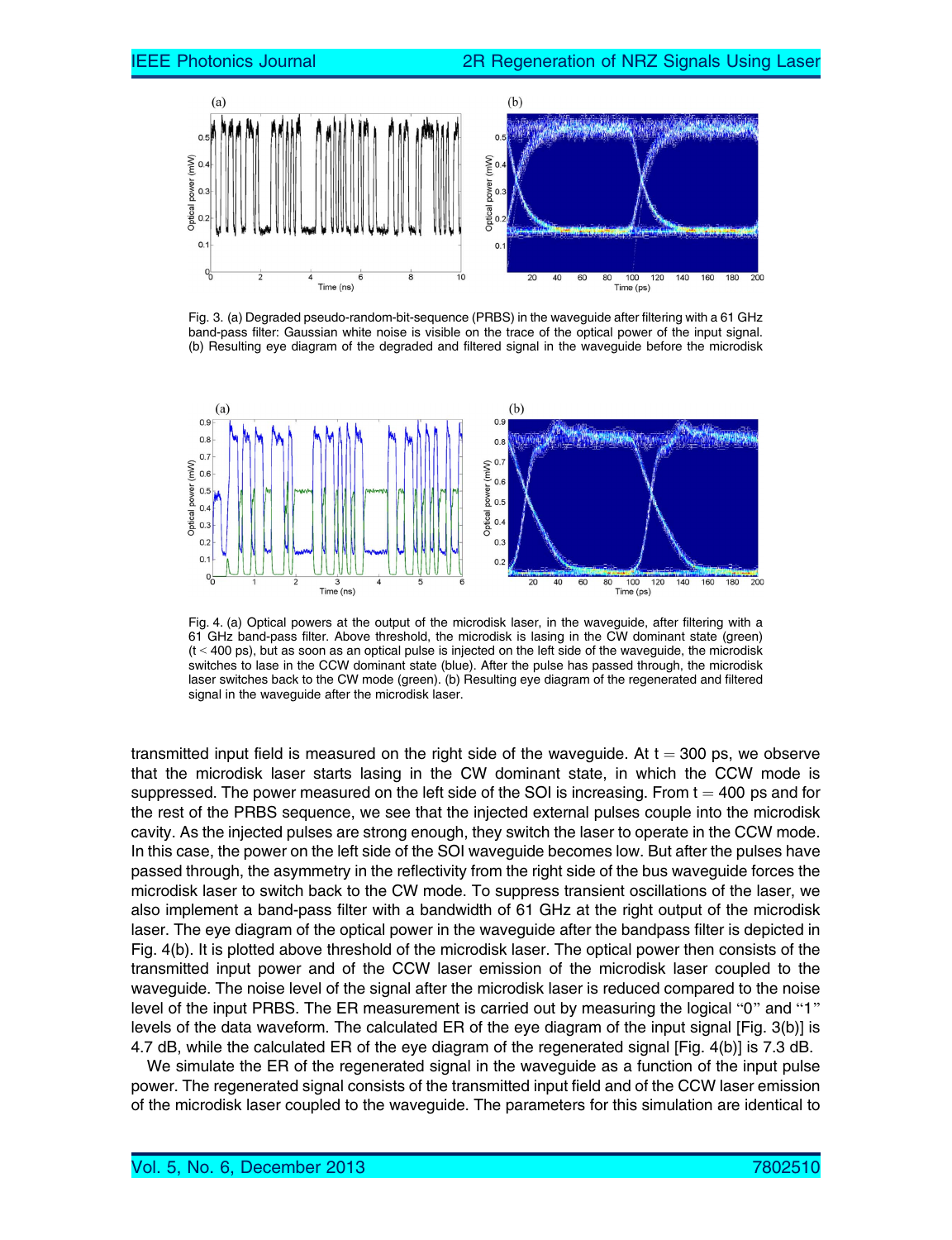Fig. 3. (a) Degraded pseudo-random-bit-sequence (PRBS) in the waveguide after filtering with a 61 GHz band-pass filter: Gaussian white noise is visible on the trace of the optical power of the input signal. (b) Resulting eye diagram of the degraded and filtered signal in the waveguide before the microdisk

Fig. 4. (a) Optical powers at the output of the microdisk laser, in the waveguide, after filtering with a 61 GHz band-pass filter. Above threshold, the microdisk is lasing in the CW dominant state (green) ($t < 400$ ps), but as soon as an optical pulse is injected on the left side of the waveguide, the microdisk switches to lase in the CCW dominant state (blue). After the pulse has passed through, the microdisk laser switches back to the CW mode (green). (b) Resulting eye diagram of the regenerated and filtered signal in the waveguide after the microdisk laser.

transmitted input field is measured on the right side of the waveguide. At $t = 300$ ps, we observe that the microdisk laser starts lasing in the CW dominant state, in which the CCW mode is suppressed. The power measured on the left side of the SOI is increasing. From $t = 400$ ps and for the rest of the PRBS sequence, we see that the injected external pulses couple into the microdisk cavity. As the injected pulses are strong enough, they switch the laser to operate in the CCW mode. In this case, the power on the left side of the SOI waveguide becomes low. But after the pulses have passed through, the asymmetry in the reflectivity from the right side of the bus waveguide forces the microdisk laser to switch back to the CW mode. To suppress transient oscillations of the laser, we also implement a band-pass filter with a bandwidth of 61 GHz at the right output of the microdisk laser. The eye diagram of the optical power in the waveguide after the bandpass filter is depicted in Fig. 4(b). It is plotted above threshold of the microdisk laser. The optical power then consists of the transmitted input power and of the CCW laser emission of the microdisk laser coupled to the waveguide. The noise level of the signal after the microdisk laser is reduced compared to the noise level of the input PRBS. The ER measurement is carried out by measuring the logical "0" and "1" levels of the data waveform. The calculated ER of the eye diagram of the input signal [Fig. 3(b)] is 4.7 dB, while the calculated ER of the eye diagram of the regenerated signal [Fig. 4(b)] is 7.3 dB.

We simulate the ER of the regenerated signal in the waveguide as a function of the input pulse power. The regenerated signal consists of the transmitted input field and of the CCW laser emission of the microdisk laser coupled to the waveguide. The parameters for this simulation are identical to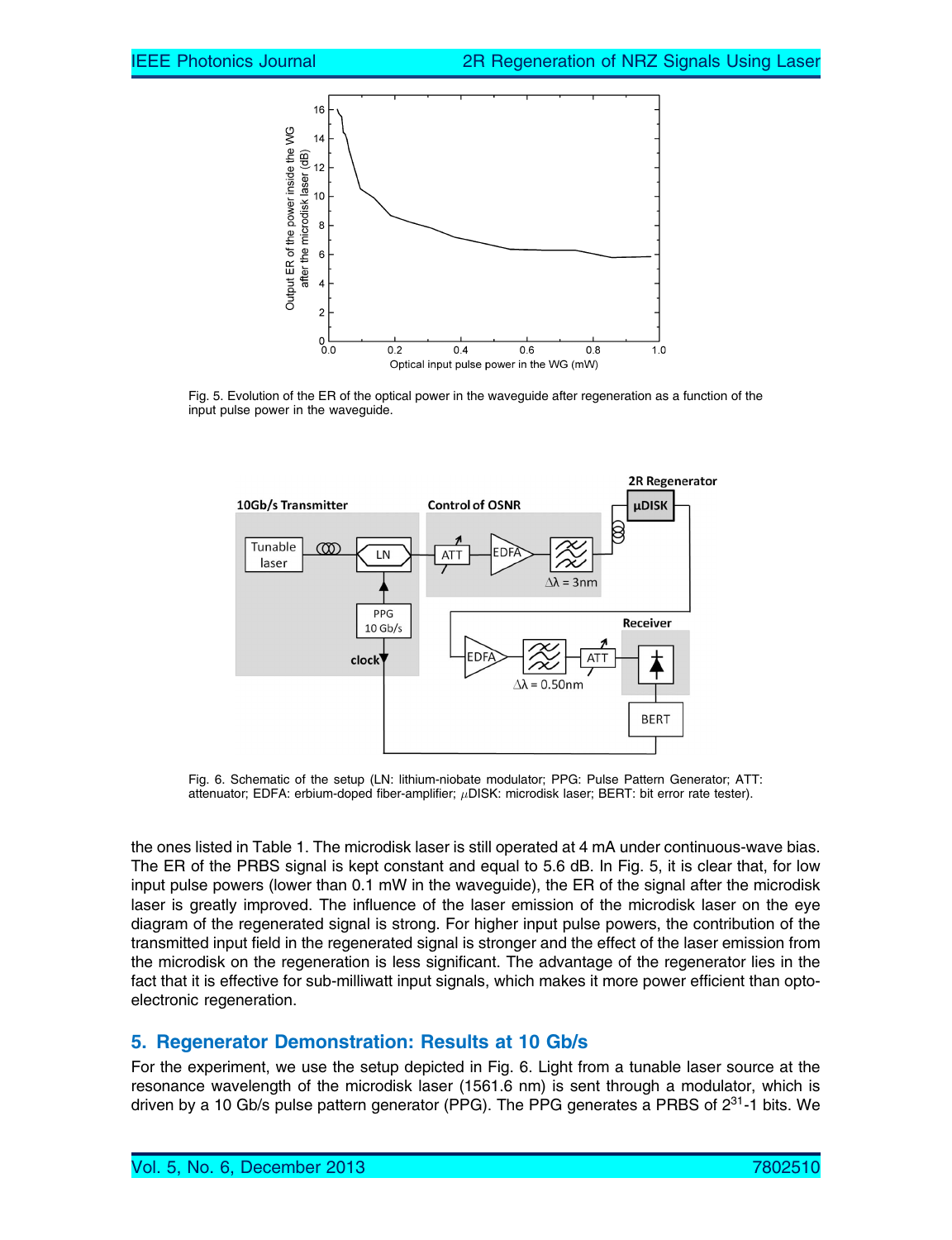Fig. 5. Evolution of the ER of the optical power in the waveguide after regeneration as a function of the input pulse power in the waveguide.

Fig. 6. Schematic of the setup (LN: lithium-niobate modulator; PPG: Pulse Pattern Generator; ATT: attenuator; EDFA: erbium-doped fiber-amplifier; $\mu$DISK: microdisk laser; BERT: bit error rate tester).

the ones listed in Table 1. The microdisk laser is still operated at 4 mA under continuous-wave bias. The ER of the PRBS signal is kept constant and equal to 5.6 dB. In Fig. 5, it is clear that, for low input pulse powers (lower than 0.1 mW in the waveguide), the ER of the signal after the microdisk laser is greatly improved. The influence of the laser emission of the microdisk laser on the eye diagram of the regenerated signal is strong. For higher input pulse powers, the contribution of the transmitted input field in the regenerated signal is stronger and the effect of the laser emission from the microdisk on the regeneration is less significant. The advantage of the regenerator lies in the fact that it is effective for sub-milliwatt input signals, which makes it more power efficient than opto-electronic regeneration.

## 5. Regenerator Demonstration: Results at 10 Gb/s

For the experiment, we use the setup depicted in Fig. 6. Light from a tunable laser source at the resonance wavelength of the microdisk laser (1561.6 nm) is sent through a modulator, which is driven by a 10 Gb/s pulse pattern generator (PPG). The PPG generates a PRBS of $2^{31}$-1 bits. We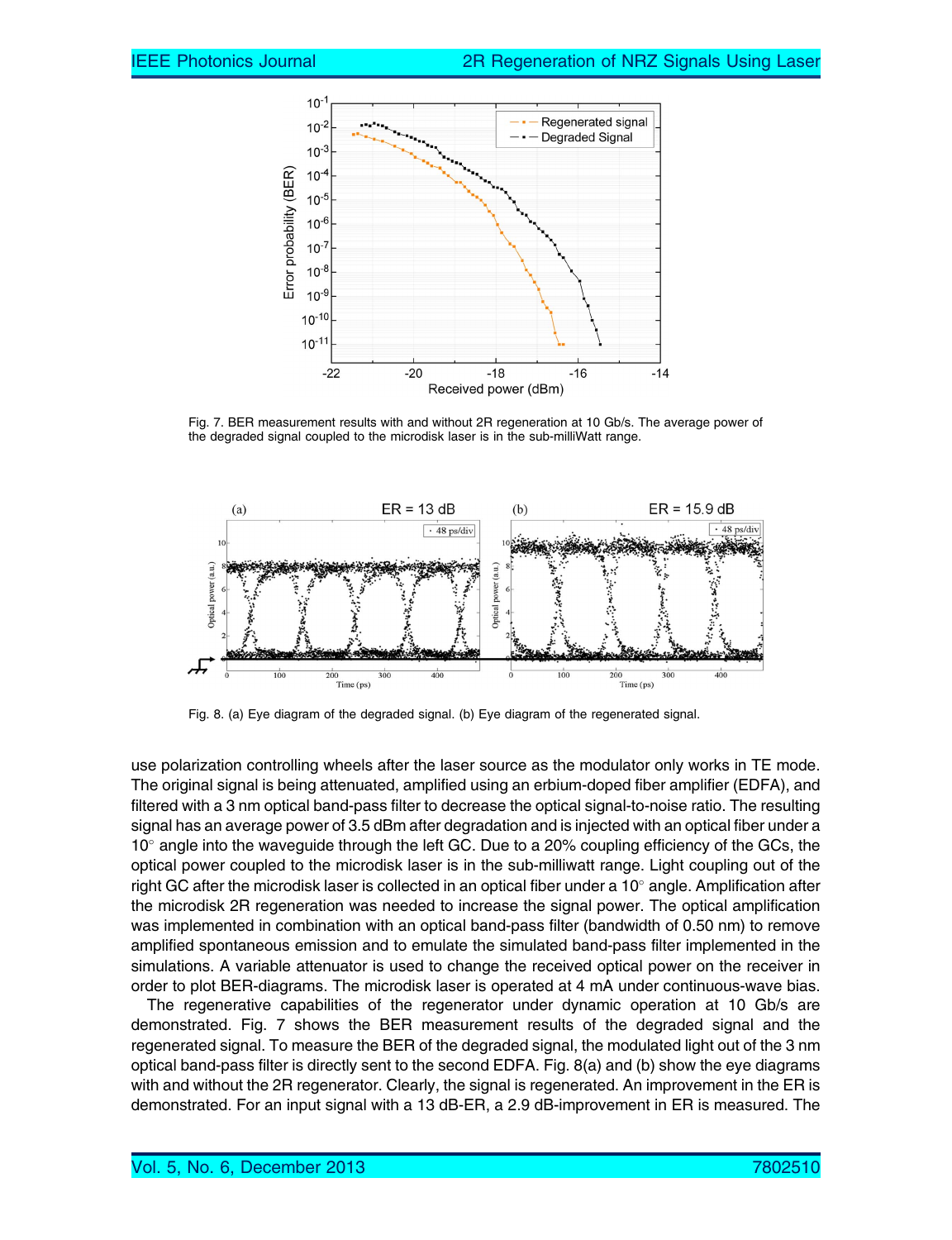Fig. 7. BER measurement results with and without 2R regeneration at 10 Gb/s. The average power of the degraded signal coupled to the microdisk laser is in the sub-milliWatt range.

Fig. 8. (a) Eye diagram of the degraded signal. (b) Eye diagram of the regenerated signal.

use polarization controlling wheels after the laser source as the modulator only works in TE mode. The original signal is being attenuated, amplified using an erbium-doped fiber amplifier (EDFA), and filtered with a 3 nm optical band-pass filter to decrease the optical signal-to-noise ratio. The resulting signal has an average power of 3.5 dBm after degradation and is injected with an optical fiber under a 10° angle into the waveguide through the left GC. Due to a 20% coupling efficiency of the GCs, the optical power coupled to the microdisk laser is in the sub-milliwatt range. Light coupling out of the right GC after the microdisk laser is collected in an optical fiber under a 10° angle. Amplification after the microdisk 2R regeneration was needed to increase the signal power. The optical amplification was implemented in combination with an optical band-pass filter (bandwidth of 0.50 nm) to remove amplified spontaneous emission and to emulate the simulated band-pass filter implemented in the simulations. A variable attenuator is used to change the received optical power on the receiver in order to plot BER-diagrams. The microdisk laser is operated at 4 mA under continuous-wave bias.

The regenerative capabilities of the regenerator under dynamic operation at 10 Gb/s are demonstrated. Fig. 7 shows the BER measurement results of the degraded signal and the regenerated signal. To measure the BER of the degraded signal, the modulated light out of the 3 nm optical band-pass filter is directly sent to the second EDFA. Fig. 8(a) and (b) show the eye diagrams with and without the 2R regenerator. Clearly, the signal is regenerated. An improvement in the ER is demonstrated. For an input signal with a 13 dB-ER, a 2.9 dB-improvement in ER is measured. The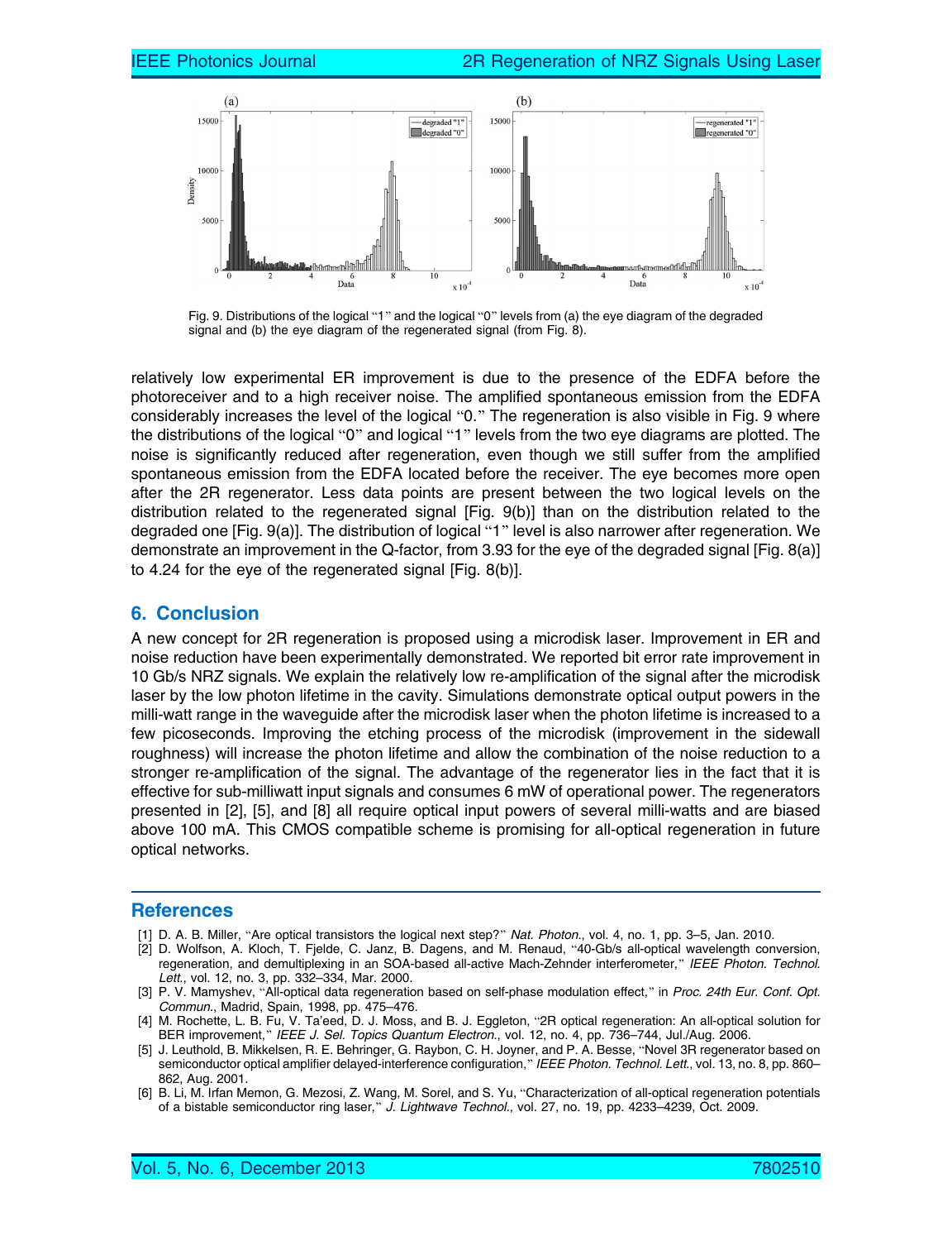Fig. 9. Distributions of the logical "1" and the logical "0" levels from (a) the eye diagram of the degraded signal and (b) the eye diagram of the regenerated signal (from Fig. 8).

relatively low experimental ER improvement is due to the presence of the EDFA before the photoreceiver and to a high receiver noise. The amplified spontaneous emission from the EDFA considerably increases the level of the logical "0." The regeneration is also visible in Fig. 9 where the distributions of the logical "0" and logical "1" levels from the two eye diagrams are plotted. The noise is significantly reduced after regeneration, even though we still suffer from the amplified spontaneous emission from the EDFA located before the receiver. The eye becomes more open after the 2R regenerator. Less data points are present between the two logical levels on the distribution related to the regenerated signal [Fig. 9(b)] than on the distribution related to the degraded one [Fig. 9(a)]. The distribution of logical "1" level is also narrower after regeneration. We demonstrate an improvement in the Q-factor, from 3.93 for the eye of the degraded signal [Fig. 8(a)] to 4.24 for the eye of the regenerated signal [Fig. 8(b)].

## 6. Conclusion

A new concept for 2R regeneration is proposed using a microdisk laser. Improvement in ER and noise reduction have been experimentally demonstrated. We reported bit error rate improvement in 10 Gb/s NRZ signals. We explain the relatively low re-amplification of the signal after the microdisk laser by the low photon lifetime in the cavity. Simulations demonstrate optical output powers in the milli-watt range in the waveguide after the microdisk laser when the photon lifetime is increased to a few picoseconds. Improving the etching process of the microdisk (improvement in the sidewall roughness) will increase the photon lifetime and allow the combination of the noise reduction to a stronger re-amplification of the signal. The advantage of the regenerator lies in the fact that it is effective for sub-milliwatt input signals and consumes 6 mW of operational power. The regenerators presented in [2], [5], and [8] all require optical input powers of several milli-watts and are biased above 100 mA. This CMOS compatible scheme is promising for all-optical regeneration in future optical networks.

## References

[1] D. A. B. Miller, "Are optical transistors the logical next step?" *Nat. Photon.*, vol. 4, no. 1, pp. 3–5, Jan. 2010.

[2] D. Wolfson, A. Kloch, T. Fjelde, C. Janz, B. Dagens, and M. Renaud, "40-Gb/s all-optical wavelength conversion, regeneration, and demultiplexing in an SOA-based all-active Mach-Zehnder interferometer," *IEEE Photon. Technol. Lett.*, vol. 12, no. 3, pp. 332–334, Mar. 2000.

[3] P. V. Mamyshev, "All-optical data regeneration based on self-phase modulation effect," in *Proc. 24th Eur. Conf. Opt. Commun.*, Madrid, Spain, 1998, pp. 475–476.

[4] M. Rochette, L. B. Fu, V. Ta'eed, D. J. Moss, and B. J. Eggleton, "2R optical regeneration: An all-optical solution for BER improvement," *IEEE J. Sel. Topics Quantum Electron.*, vol. 12, no. 4, pp. 736–744, Jul./Aug. 2006.

[5] J. Leuthold, B. Mikkelsen, R. E. Behringer, G. Raybon, C. H. Joyner, and P. A. Besse, "Novel 3R regenerator based on semiconductor optical amplifier delayed-interference configuration," *IEEE Photon. Technol. Lett.*, vol. 13, no. 8, pp. 860–862, Aug. 2001.

[6] B. Li, M. Irfan Memon, G. Mezosi, Z. Wang, M. Sorel, and S. Yu, "Characterization of all-optical regeneration potentials of a bistable semiconductor ring laser," *J. Lightwave Technol.*, vol. 27, no. 19, pp. 4233–4239, Oct. 2009.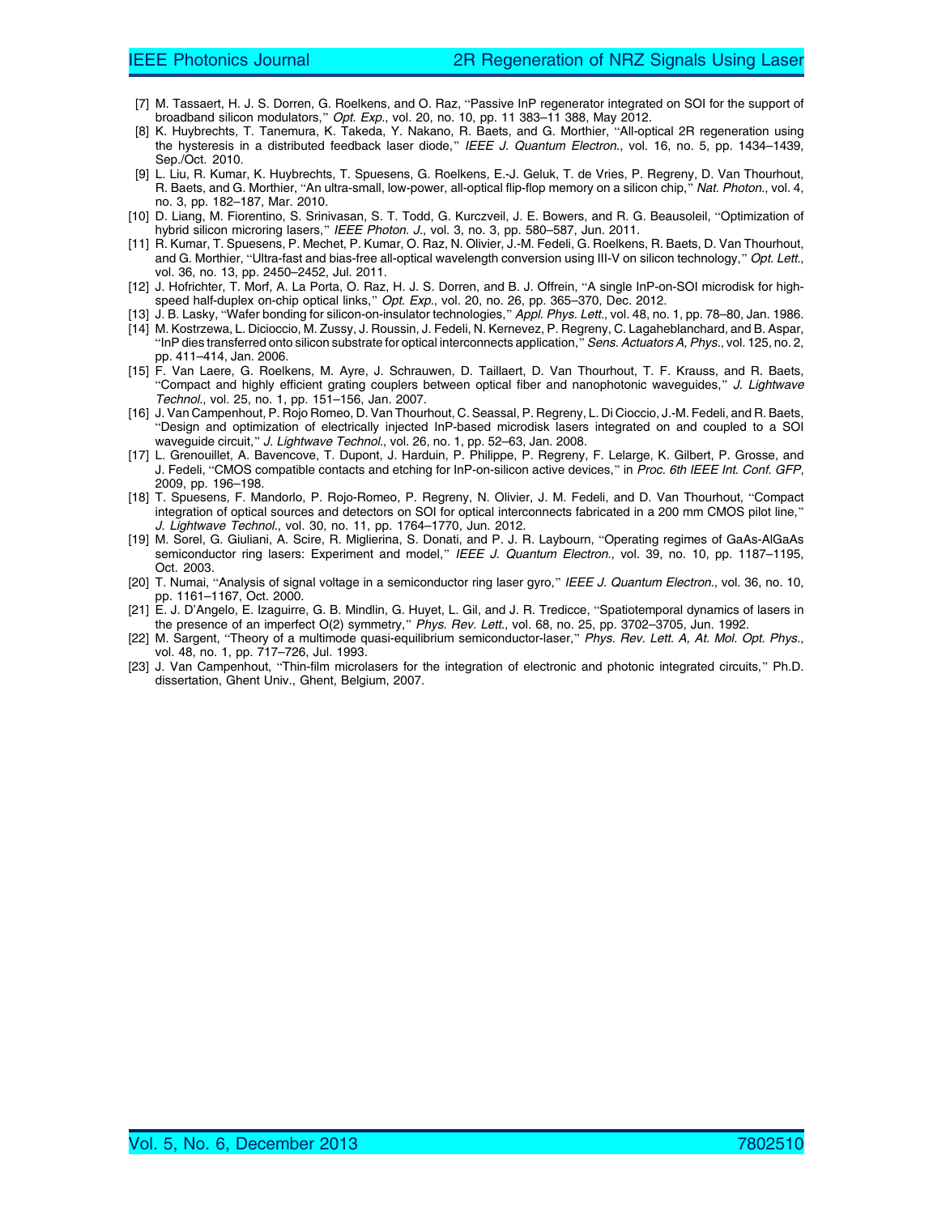[7] M. Tassaert, H. J. S. Dorren, G. Roelkens, and O. Raz, "Passive InP regenerator integrated on SOI for the support of broadband silicon modulators," *Opt. Exp.*, vol. 20, no. 10, pp. 11 383–11 388, May 2012.

[8] K. Huybrechts, T. Tanemura, K. Takeda, Y. Nakano, R. Baets, and G. Morthier, "All-optical 2R regeneration using the hysteresis in a distributed feedback laser diode," *IEEE J. Quantum Electron.*, vol. 16, no. 5, pp. 1434–1439, Sep./Oct. 2010.

[9] L. Liu, R. Kumar, K. Huybrechts, T. Spuesens, G. Roelkens, E.-J. Geluk, T. de Vries, P. Regreny, D. Van Thourhout, R. Baets, and G. Morthier, "An ultra-small, low-power, all-optical flip-flop memory on a silicon chip," *Nat. Photon.*, vol. 4, no. 3, pp. 182–187, Mar. 2010.

[10] D. Liang, M. Fiorentino, S. Srinivasan, S. T. Todd, G. Kurczveil, J. E. Bowers, and R. G. Beausoleil, "Optimization of hybrid silicon microring lasers," *IEEE Photon. J.*, vol. 3, no. 3, pp. 580–587, Jun. 2011.

[11] R. Kumar, T. Spuesens, P. Mechet, P. Kumar, O. Raz, N. Olivier, J.-M. Fedeli, G. Roelkens, R. Baets, D. Van Thourhout, and G. Morthier, "Ultra-fast and bias-free all-optical wavelength conversion using III-V on silicon technology," *Opt. Lett.*, vol. 36, no. 13, pp. 2450–2452, Jul. 2011.

[12] J. Hofrichter, T. Morf, A. La Porta, O. Raz, H. J. S. Dorren, and B. J. Offrein, "A single InP-on-SOI microdisk for high-speed half-duplex on-chip optical links," *Opt. Exp.*, vol. 20, no. 26, pp. 365–370, Dec. 2012.

[13] J. B. Lasky, "Wafer bonding for silicon-on-insulator technologies," *Appl. Phys. Lett.*, vol. 48, no. 1, pp. 78–80, Jan. 1986.

[14] M. Kostrzewa, L. Dicioccio, M. Zussy, J. Roussin, J. Fedeli, N. Kernevez, P. Regreny, C. Lagaheblanchard, and B. Aspar, "InP dies transferred onto silicon substrate for optical interconnects application," *Sens. Actuators A, Phys.*, vol. 125, no. 2, pp. 411–414, Jan. 2006.

[15] F. Van Laere, G. Roelkens, M. Ayre, J. Schrauwen, D. Taillaert, D. Van Thourhout, T. F. Krauss, and R. Baets, "Compact and highly efficient grating couplers between optical fiber and nanophotonic waveguides," *J. Lightwave Technol.*, vol. 25, no. 1, pp. 151–156, Jan. 2007.

[16] J. Van Campenhout, P. Rojo Romeo, D. Van Thourhout, C. Seassal, P. Regreny, L. Di Cioccio, J.-M. Fedeli, and R. Baets, "Design and optimization of electrically injected InP-based microdisk lasers integrated on and coupled to a SOI waveguide circuit," *J. Lightwave Technol.*, vol. 26, no. 1, pp. 52–63, Jan. 2008.

[17] L. Grenouillet, A. Bavencove, T. Dupont, J. Harduin, P. Philippe, P. Regreny, F. Lelarge, K. Gilbert, P. Grosse, and J. Fedeli, "CMOS compatible contacts and etching for InP-on-silicon active devices," in *Proc. 6th IEEE Int. Conf. GFP*, 2009, pp. 196–198.

[18] T. Spuesens, F. Mandorlo, P. Rojo-Romeo, P. Regreny, N. Olivier, J. M. Fedeli, and D. Van Thourhout, "Compact integration of optical sources and detectors on SOI for optical interconnects fabricated in a 200 mm CMOS pilot line," *J. Lightwave Technol.*, vol. 30, no. 11, pp. 1764–1770, Jun. 2012.

[19] M. Sorel, G. Giuliani, A. Scire, R. Miglierina, S. Donati, and P. J. R. Laybourn, "Operating regimes of GaAs-AlGaAs semiconductor ring lasers: Experiment and model," *IEEE J. Quantum Electron.*, vol. 39, no. 10, pp. 1187–1195, Oct. 2003.

[20] T. Numai, "Analysis of signal voltage in a semiconductor ring laser gyro," *IEEE J. Quantum Electron.*, vol. 36, no. 10, pp. 1161–1167, Oct. 2000.

[21] E. J. D'Angelo, E. Izaguirre, G. B. Mindlin, G. Huyet, L. Gil, and J. R. Tredicce, "Spatiotemporal dynamics of lasers in the presence of an imperfect O(2) symmetry," *Phys. Rev. Lett.*, vol. 68, no. 25, pp. 3702–3705, Jun. 1992.

[22] M. Sargent, "Theory of a multimode quasi-equilibrium semiconductor-laser," *Phys. Rev. Lett. A, At. Mol. Opt. Phys.*, vol. 48, no. 1, pp. 717–726, Jul. 1993.

[23] J. Van Campenhout, "Thin-film microlasers for the integration of electronic and photonic integrated circuits," Ph.D. dissertation, Ghent Univ., Ghent, Belgium, 2007.